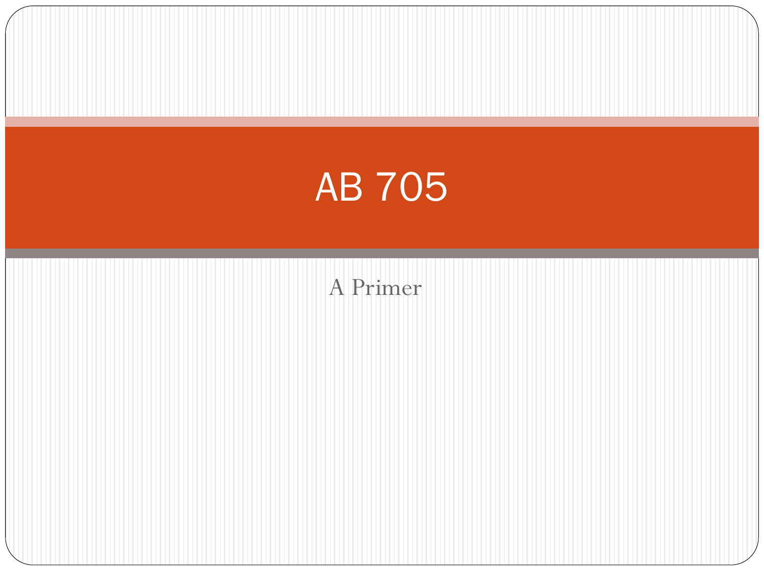# AB 705

A Primer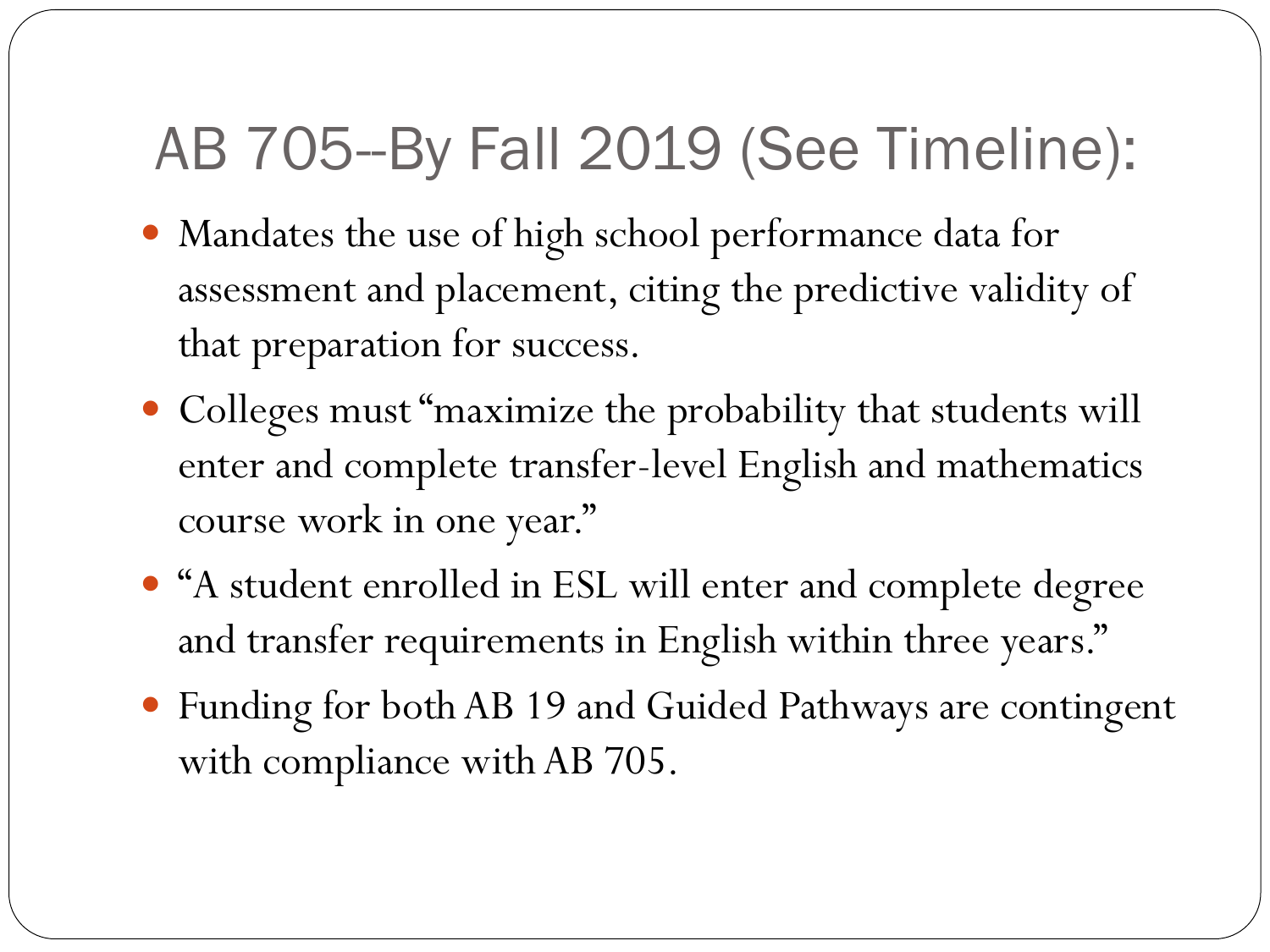# AB 705--By Fall 2019 (See Timeline):

- Mandates the use of high school performance data for assessment and placement, citing the predictive validity of that preparation for success.
- Colleges must "maximize the probability that students will enter and complete transfer-level English and mathematics course work in one year."
- "A student enrolled in ESL will enter and complete degree and transfer requirements in English within three years."
- Funding for both AB 19 and Guided Pathways are contingent with compliance with AB 705.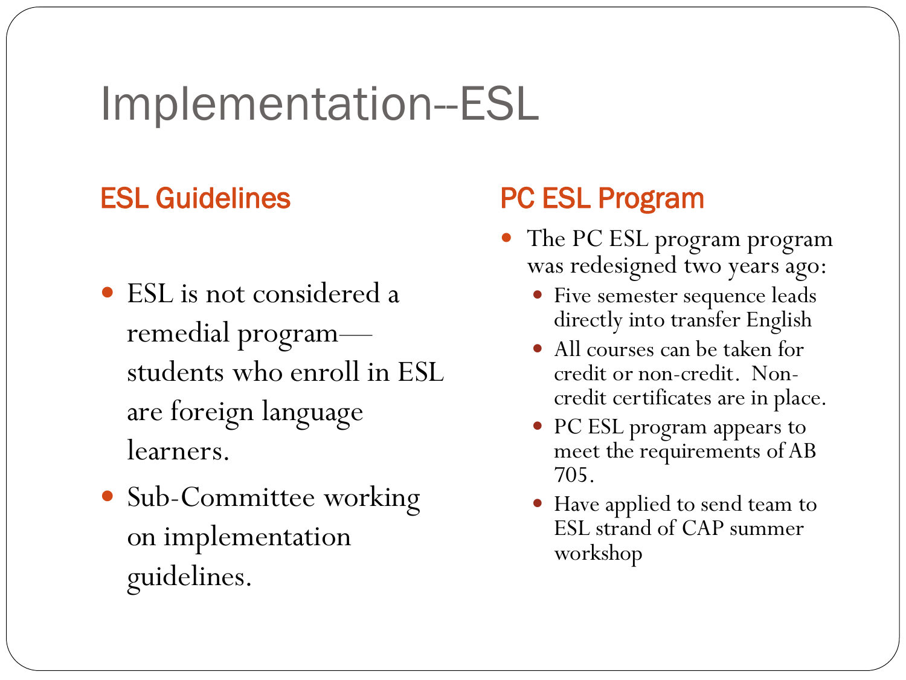# Implementation--ESL

## ESL Guidelines

- ESL is not considered a remedial program—students who enroll in ESL are foreign language learners.
- Sub-Committee working on implementation guidelines.

## PC ESL Program

- The PC ESL program program was redesigned two years ago:
  - Five semester sequence leads directly into transfer English
  - All courses can be taken for credit or non-credit. Non-credit certificates are in place.
  - PC ESL program appears to meet the requirements of AB 705.
  - Have applied to send team to ESL strand of CAP summer workshop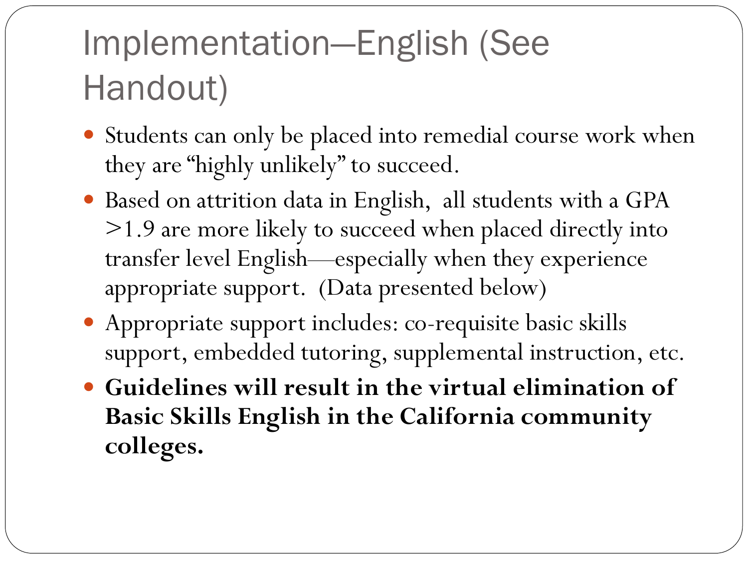# Implementation—English (See Handout)

- Students can only be placed into remedial course work when they are "highly unlikely" to succeed.
- Based on attrition data in English, all students with a GPA >1.9 are more likely to succeed when placed directly into transfer level English—especially when they experience appropriate support. (Data presented below)
- Appropriate support includes: co-requisite basic skills support, embedded tutoring, supplemental instruction, etc.
- **Guidelines will result in the virtual elimination of Basic Skills English in the California community colleges.**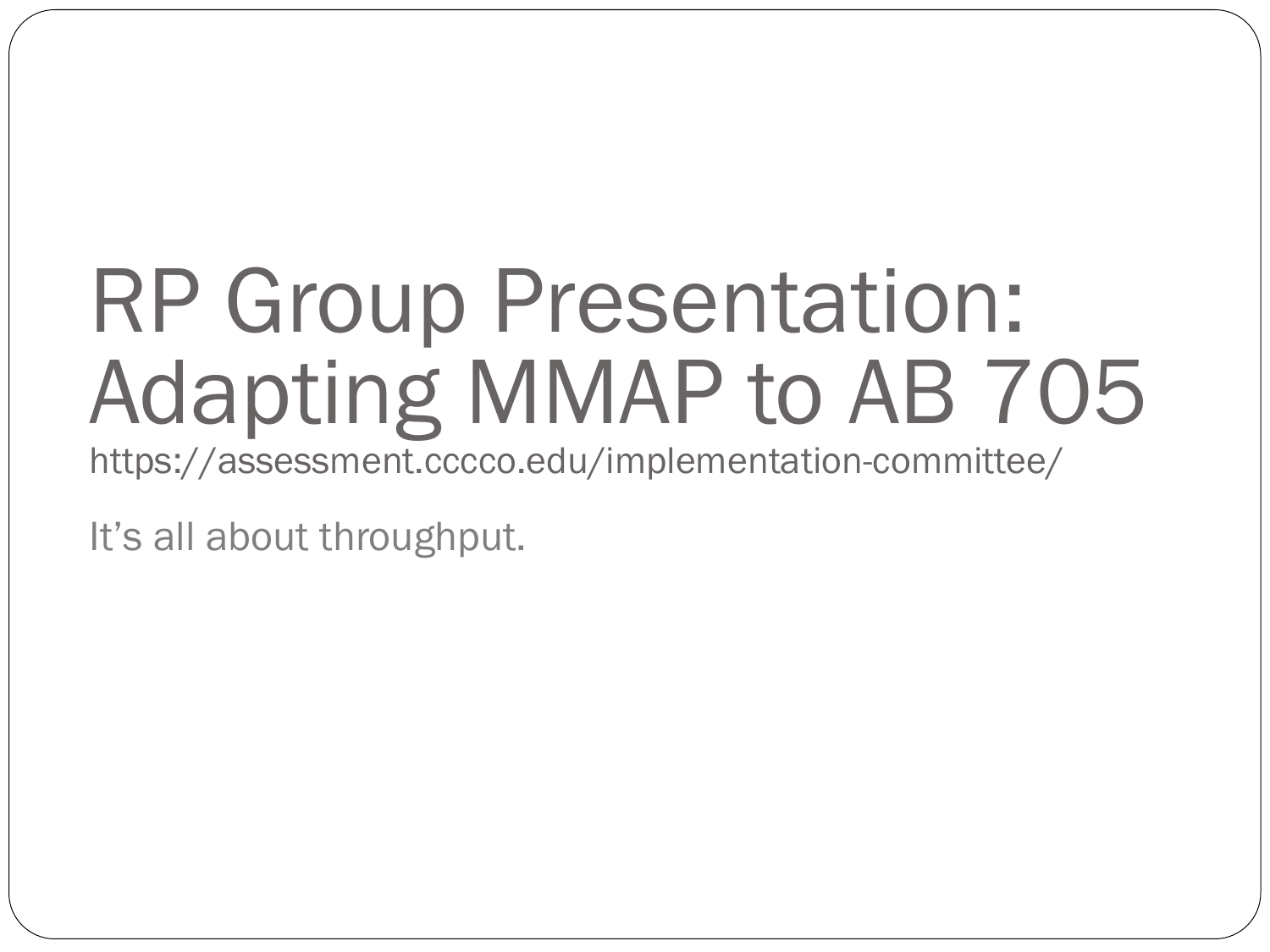# RP Group Presentation: Adapting MMAP to AB 705

https://assessment.cccco.edu/implementation-committee/

It’s all about throughput.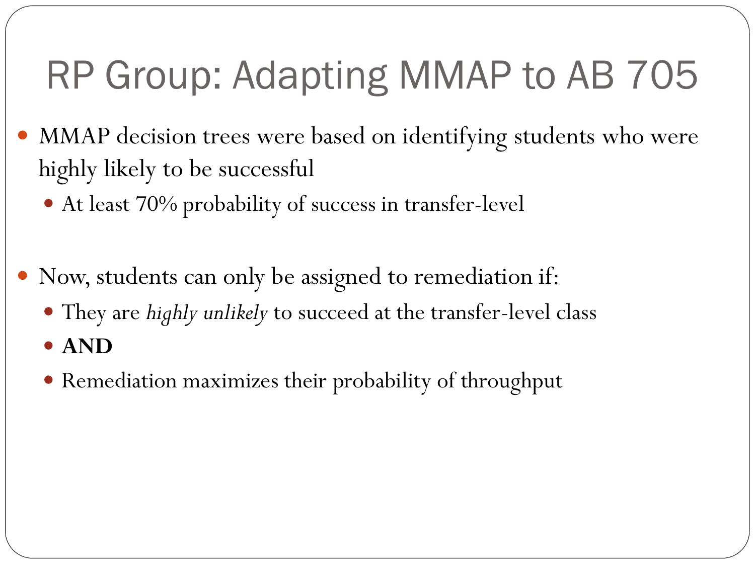# RP Group: Adapting MMAP to AB 705

- MMAP decision trees were based on identifying students who were highly likely to be successful
  - At least 70% probability of success in transfer-level

- Now, students can only be assigned to remediation if:
  - They are *highly unlikely* to succeed at the transfer-level class
  - **AND**
  - Remediation maximizes their probability of throughput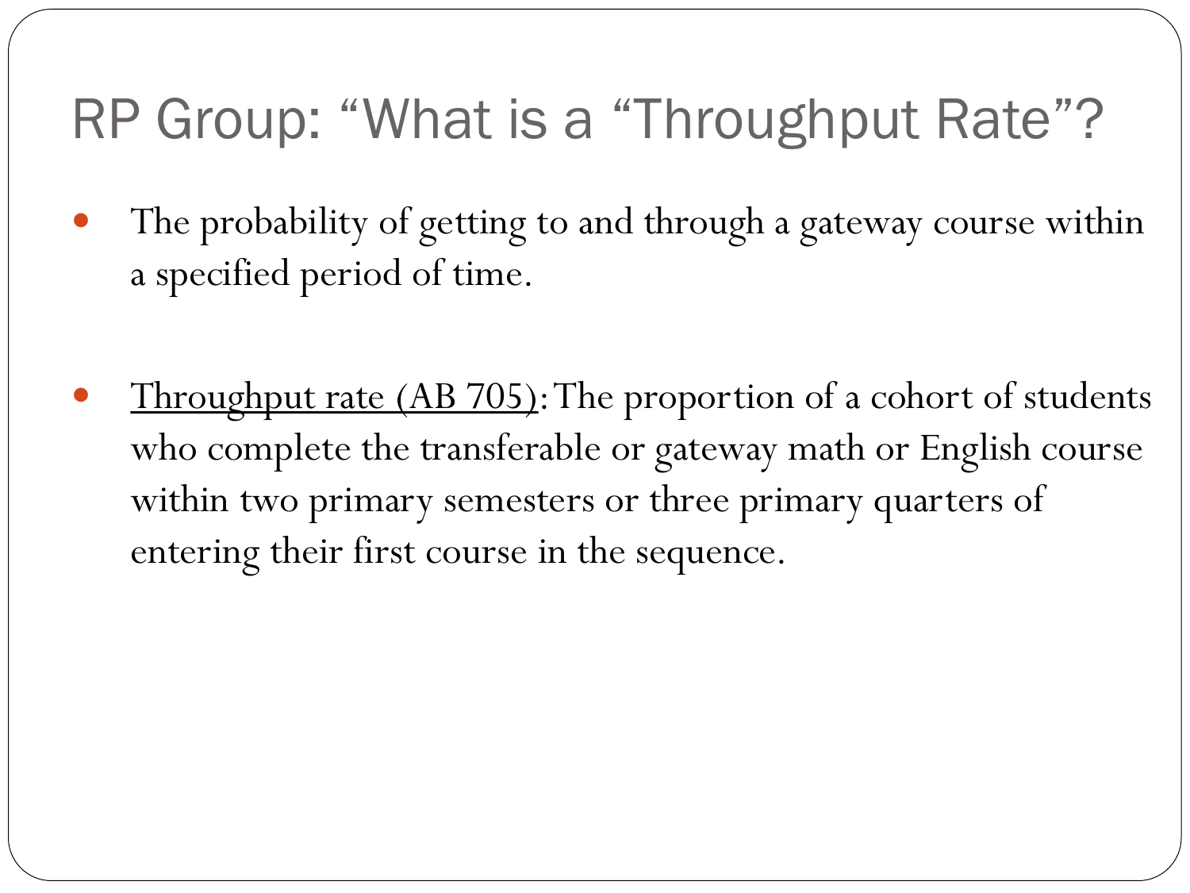# RP Group: “What is a “Throughput Rate”?

- The probability of getting to and through a gateway course within a specified period of time.

- <u>Throughput rate (AB 705)</u>: The proportion of a cohort of students who complete the transferable or gateway math or English course within two primary semesters or three primary quarters of entering their first course in the sequence.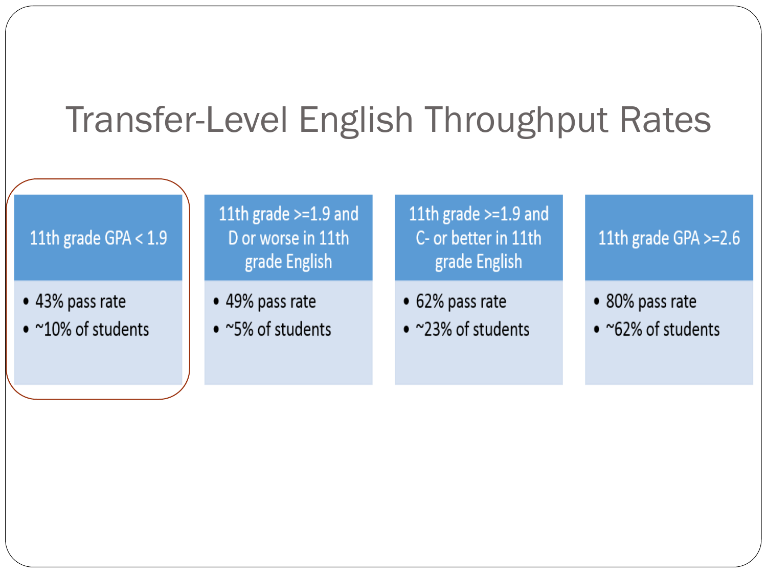# Transfer-Level English Throughput Rates

| 11th grade GPA < 1.9 | 11th grade >=1.9 and D or worse in 11th grade English | 11th grade >=1.9 and C- or better in 11th grade English | 11th grade GPA >=2.6 |
| --- | --- | --- | --- |
| • 43% pass rate<br>• ~10% of students | • 49% pass rate<br>• ~5% of students | • 62% pass rate<br>• ~23% of students | • 80% pass rate<br>• ~62% of students |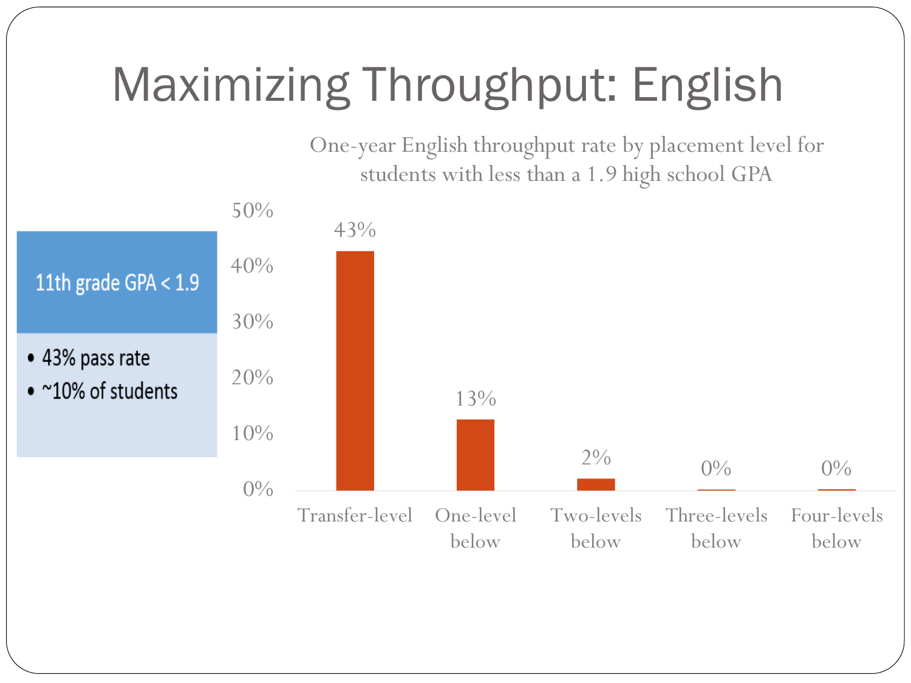# Maximizing Throughput: English

**11th grade GPA < 1.9**

- 43% pass rate
- ~10% of students

One-year English throughput rate by placement level for students with less than a 1.9 high school GPA

| Placement level | Throughput rate |
|---|---|
| Transfer-level | 43% |
| One-level below | 13% |
| Two-levels below | 2% |
| Three-levels below | 0% |
| Four-levels below | 0% |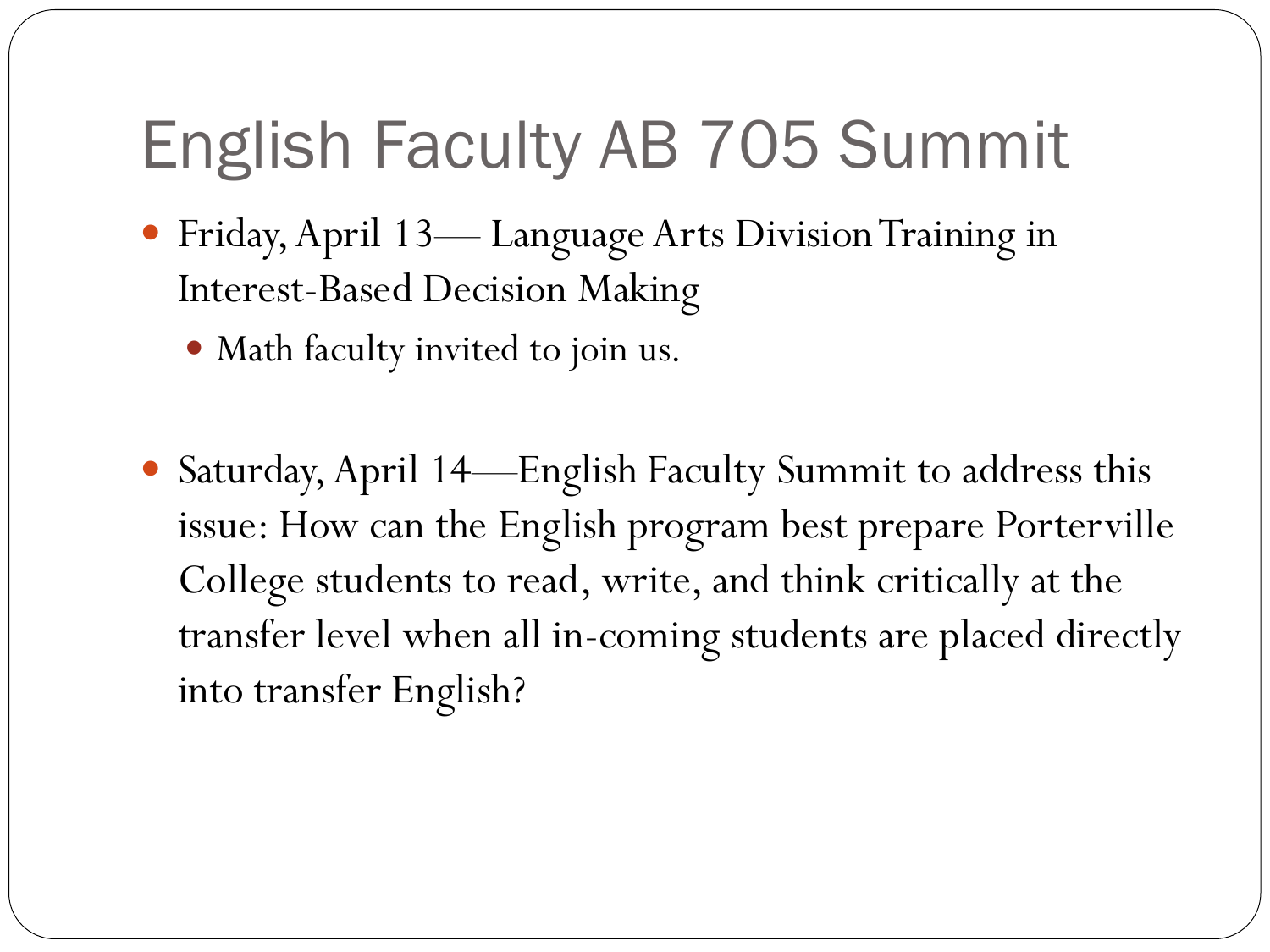# English Faculty AB 705 Summit

- Friday, April 13— Language Arts Division Training in Interest-Based Decision Making
  - Math faculty invited to join us.

- Saturday, April 14—English Faculty Summit to address this issue: How can the English program best prepare Porterville College students to read, write, and think critically at the transfer level when all in-coming students are placed directly into transfer English?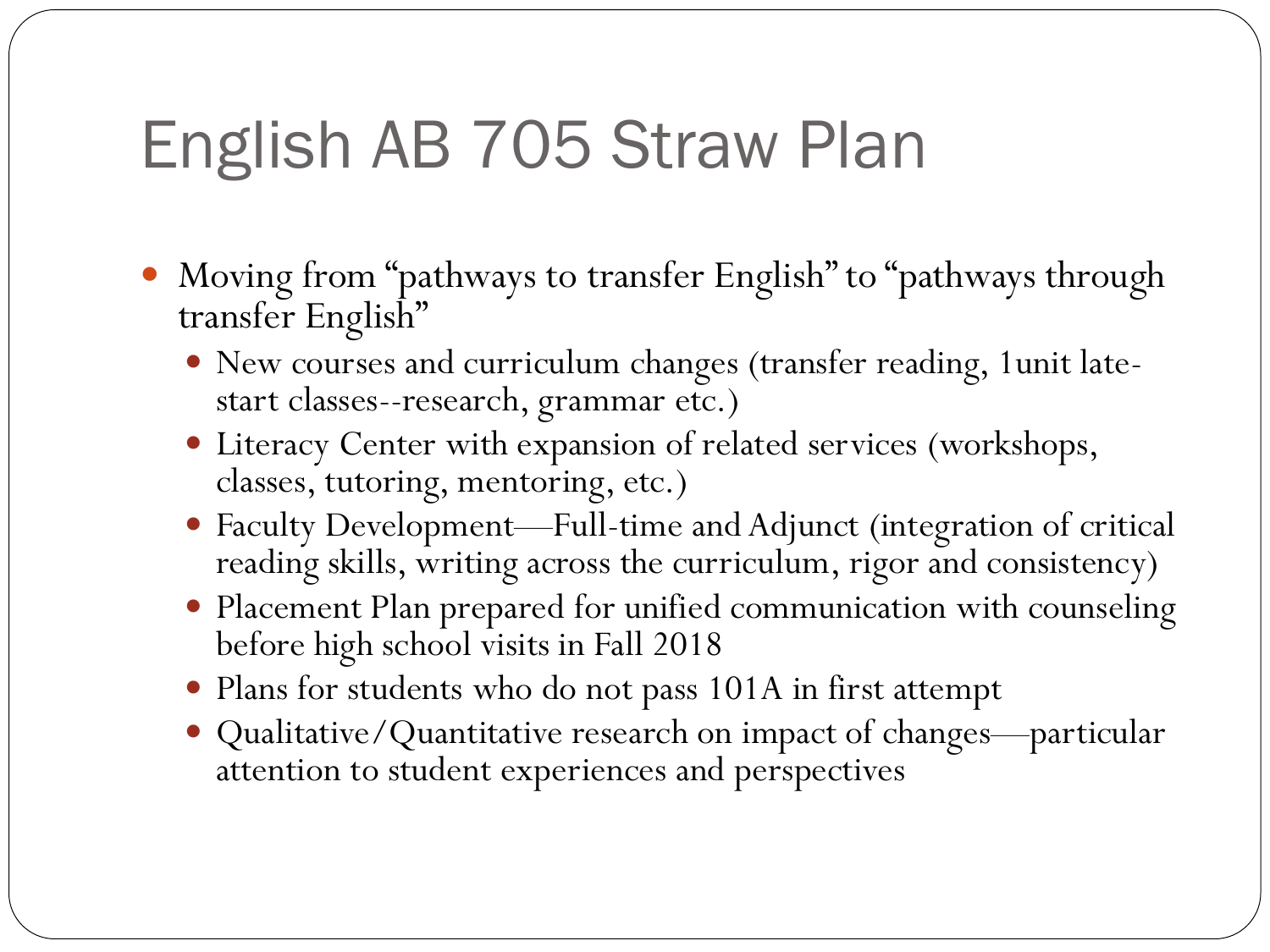# English AB 705 Straw Plan

- Moving from “pathways to transfer English” to “pathways through transfer English”
  - New courses and curriculum changes (transfer reading, 1unit late-start classes--research, grammar etc.)
  - Literacy Center with expansion of related services (workshops, classes, tutoring, mentoring, etc.)
  - Faculty Development—Full-time and Adjunct (integration of critical reading skills, writing across the curriculum, rigor and consistency)
  - Placement Plan prepared for unified communication with counseling before high school visits in Fall 2018
  - Plans for students who do not pass 101A in first attempt
  - Qualitative/Quantitative research on impact of changes—particular attention to student experiences and perspectives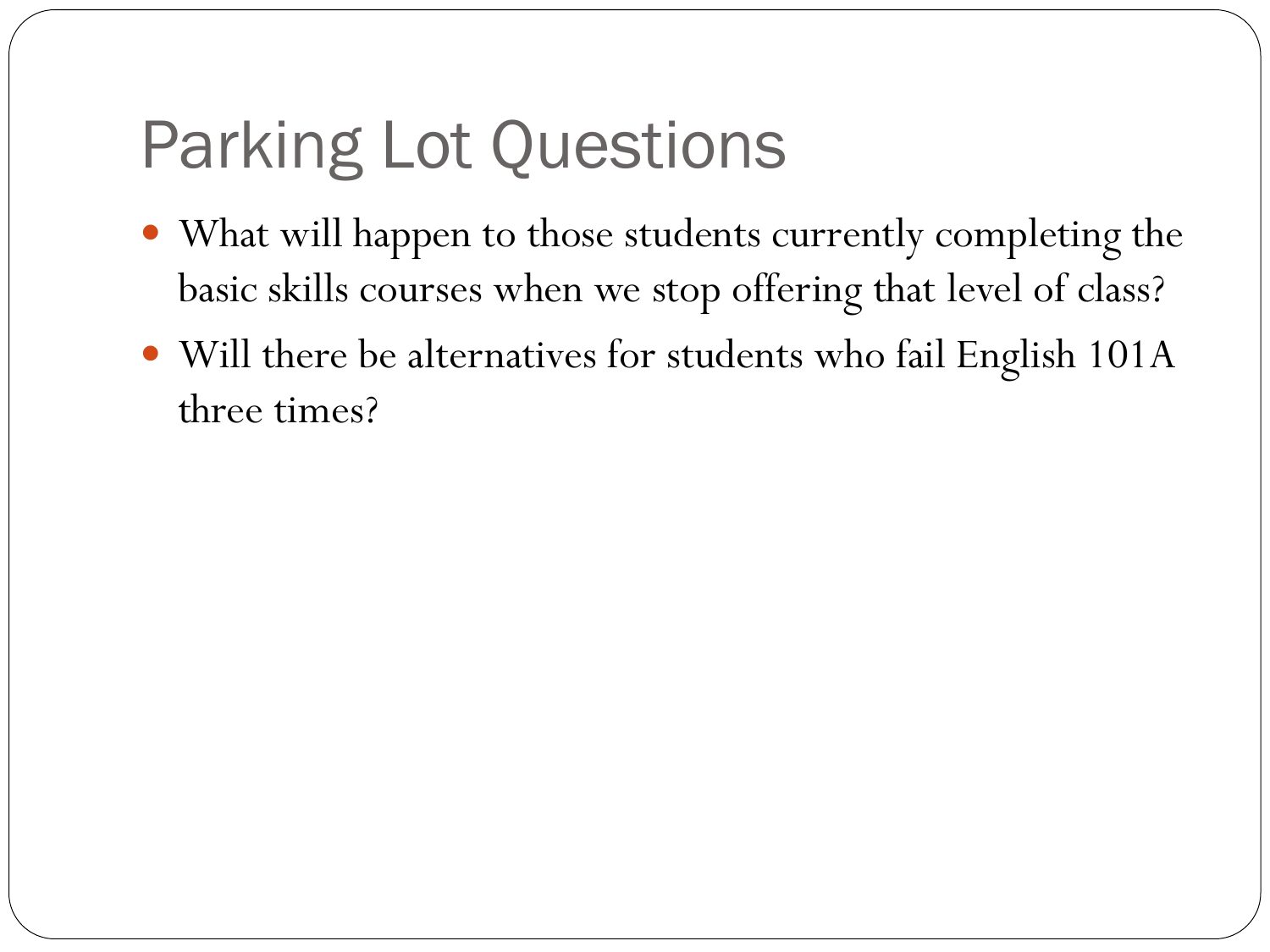# Parking Lot Questions

- What will happen to those students currently completing the basic skills courses when we stop offering that level of class?
- Will there be alternatives for students who fail English 101A three times?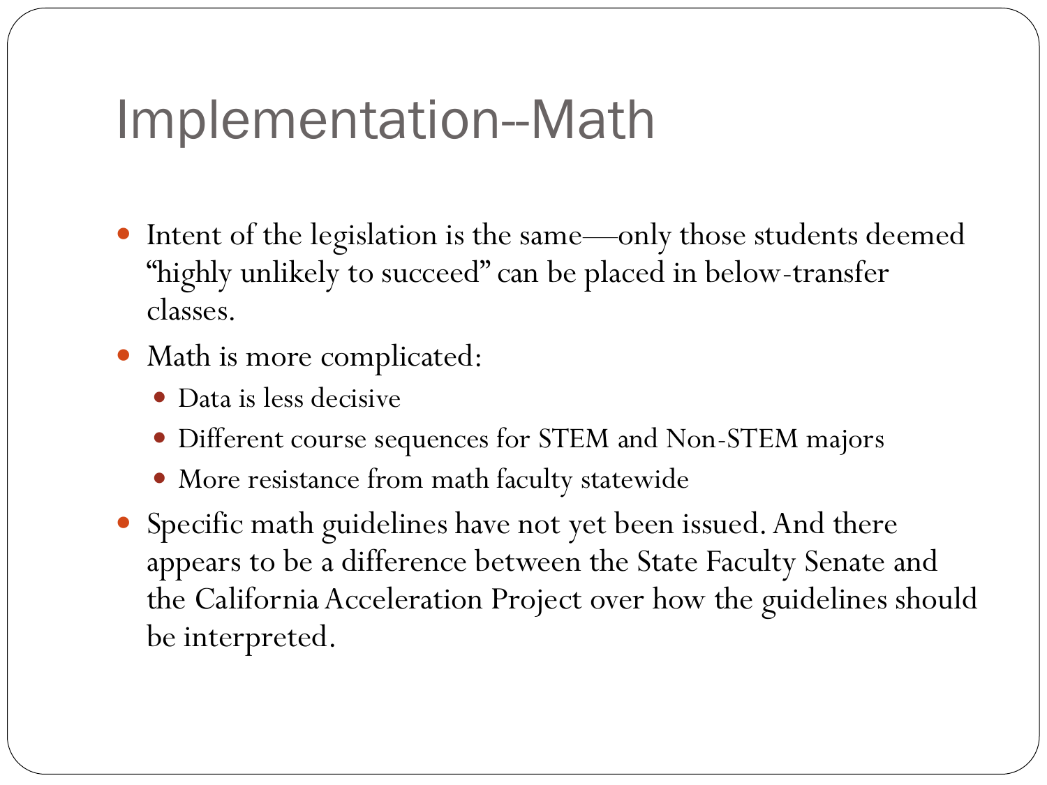# Implementation--Math

- Intent of the legislation is the same—only those students deemed "highly unlikely to succeed" can be placed in below-transfer classes.
- Math is more complicated:
  - Data is less decisive
  - Different course sequences for STEM and Non-STEM majors
  - More resistance from math faculty statewide
- Specific math guidelines have not yet been issued. And there appears to be a difference between the State Faculty Senate and the California Acceleration Project over how the guidelines should be interpreted.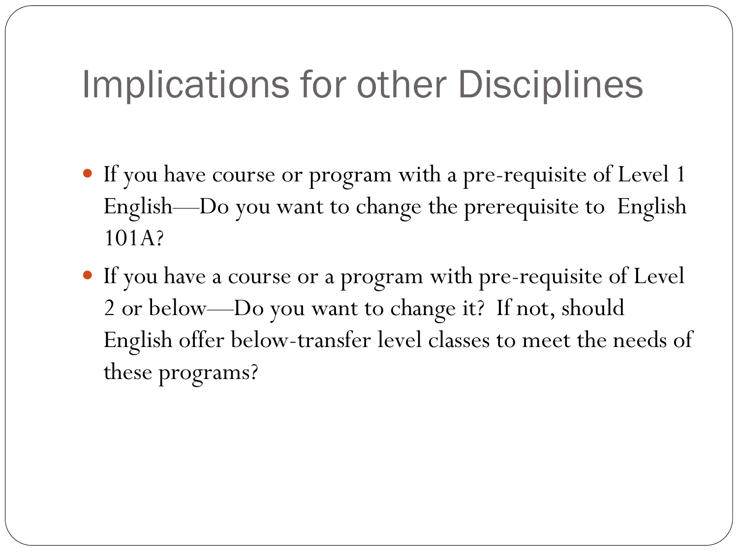# Implications for other Disciplines

- If you have course or program with a pre-requisite of Level 1 English—Do you want to change the prerequisite to English 101A?
- If you have a course or a program with pre-requisite of Level 2 or below—Do you want to change it? If not, should English offer below-transfer level classes to meet the needs of these programs?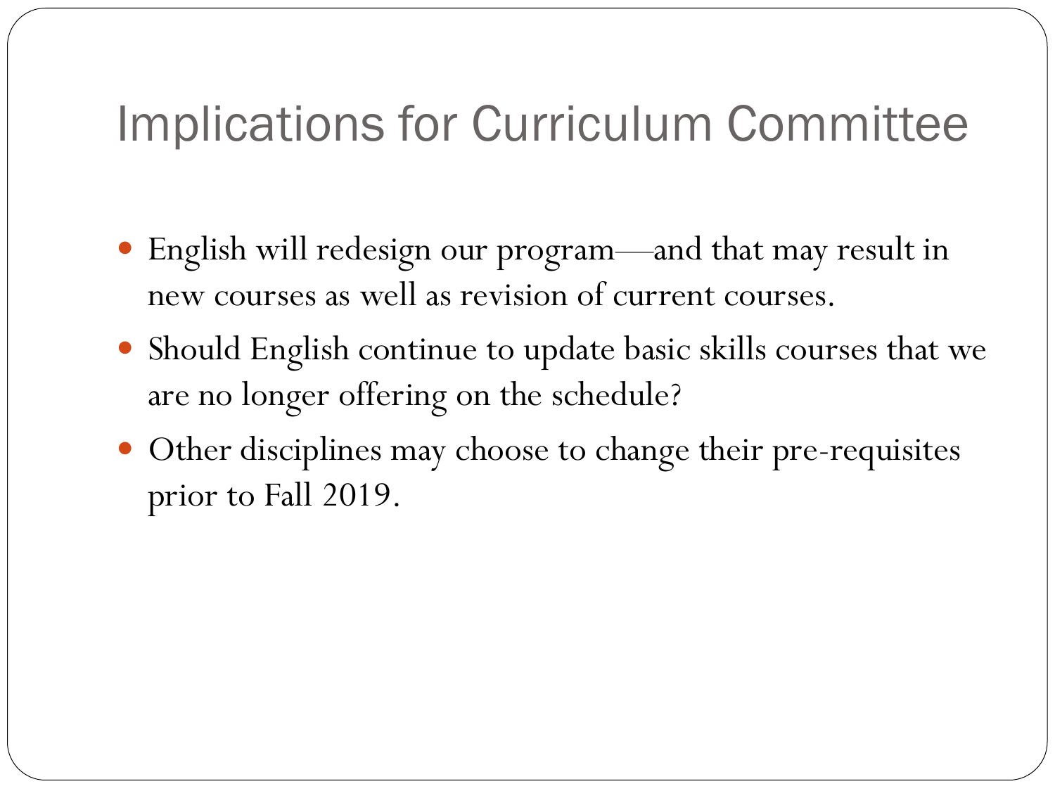# Implications for Curriculum Committee

- English will redesign our program—and that may result in new courses as well as revision of current courses.
- Should English continue to update basic skills courses that we are no longer offering on the schedule?
- Other disciplines may choose to change their pre-requisites prior to Fall 2019.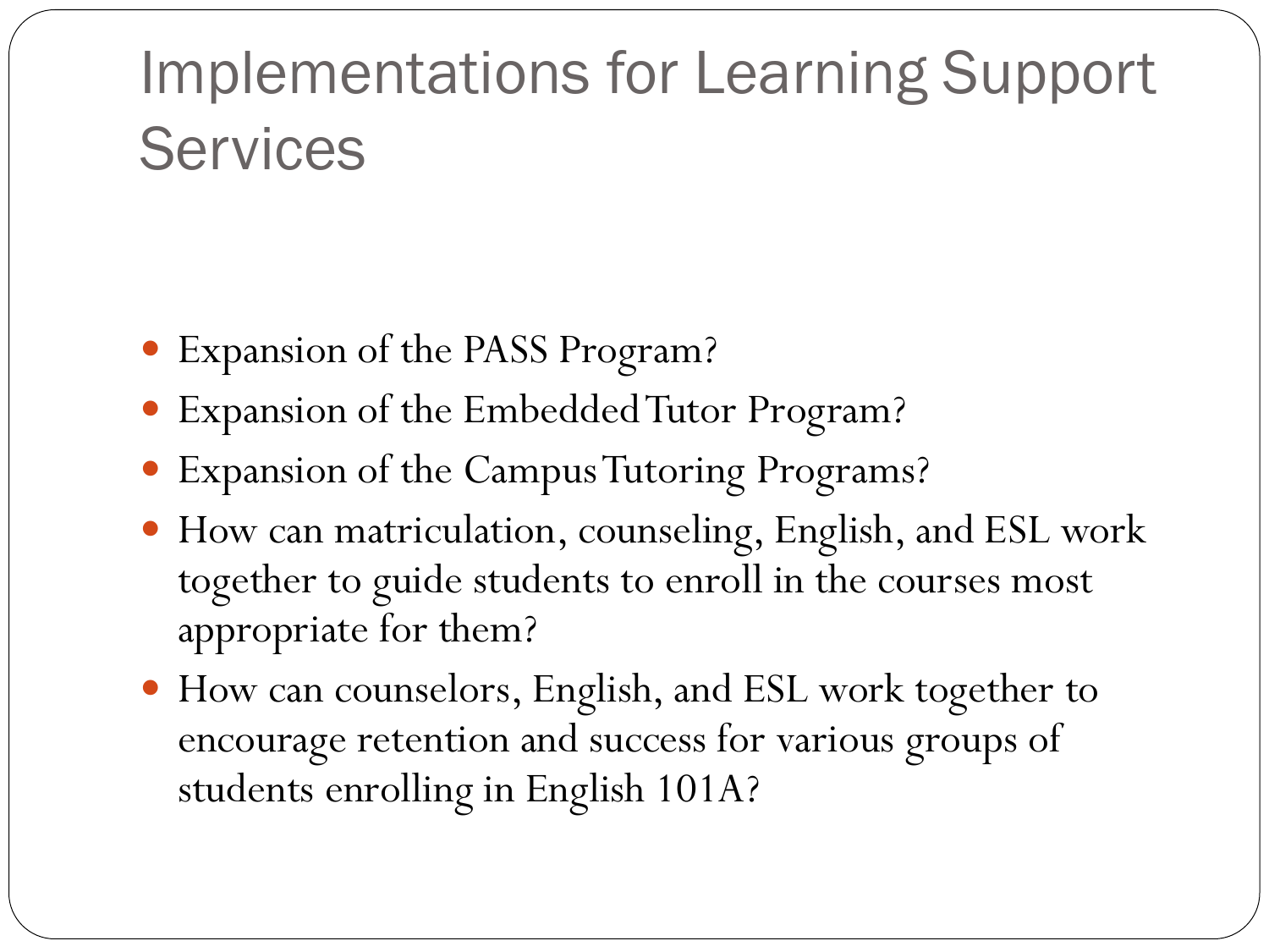# Implementations for Learning Support Services

- Expansion of the PASS Program?
- Expansion of the Embedded Tutor Program?
- Expansion of the Campus Tutoring Programs?
- How can matriculation, counseling, English, and ESL work together to guide students to enroll in the courses most appropriate for them?
- How can counselors, English, and ESL work together to encourage retention and success for various groups of students enrolling in English 101A?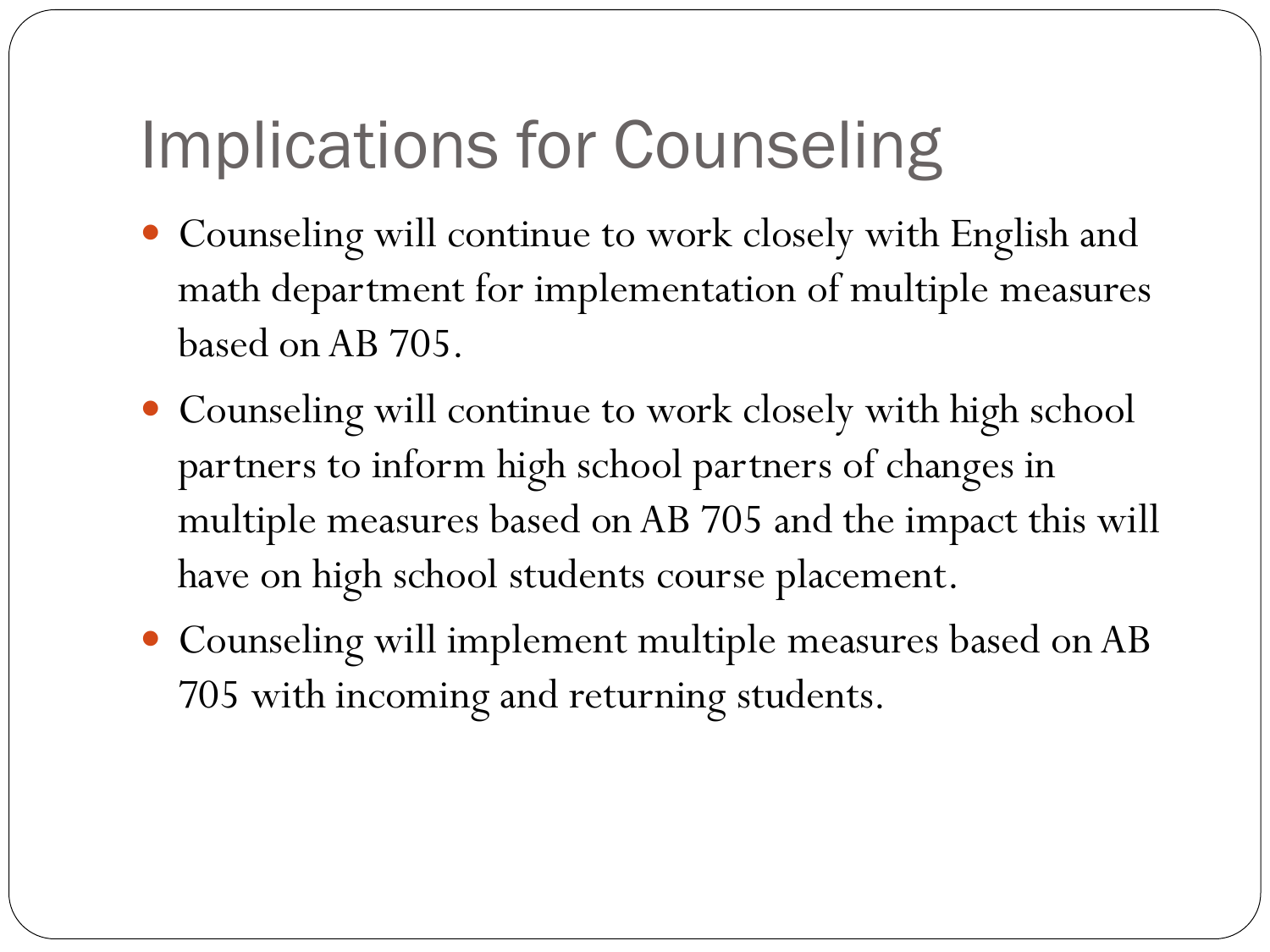# Implications for Counseling

- Counseling will continue to work closely with English and math department for implementation of multiple measures based on AB 705.
- Counseling will continue to work closely with high school partners to inform high school partners of changes in multiple measures based on AB 705 and the impact this will have on high school students course placement.
- Counseling will implement multiple measures based on AB 705 with incoming and returning students.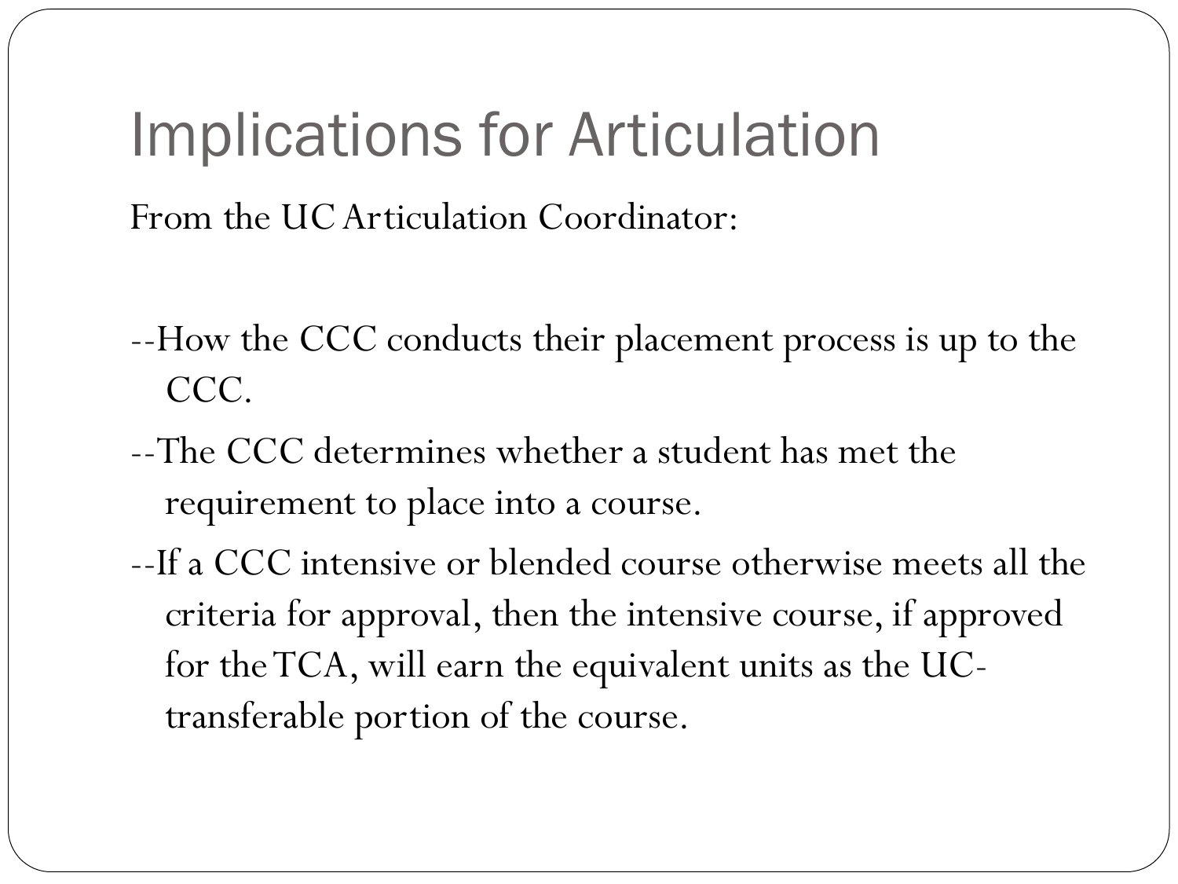# Implications for Articulation

From the UC Articulation Coordinator:

--How the CCC conducts their placement process is up to the CCC.

--The CCC determines whether a student has met the requirement to place into a course.

--If a CCC intensive or blended course otherwise meets all the criteria for approval, then the intensive course, if approved for the TCA, will earn the equivalent units as the UC-transferable portion of the course.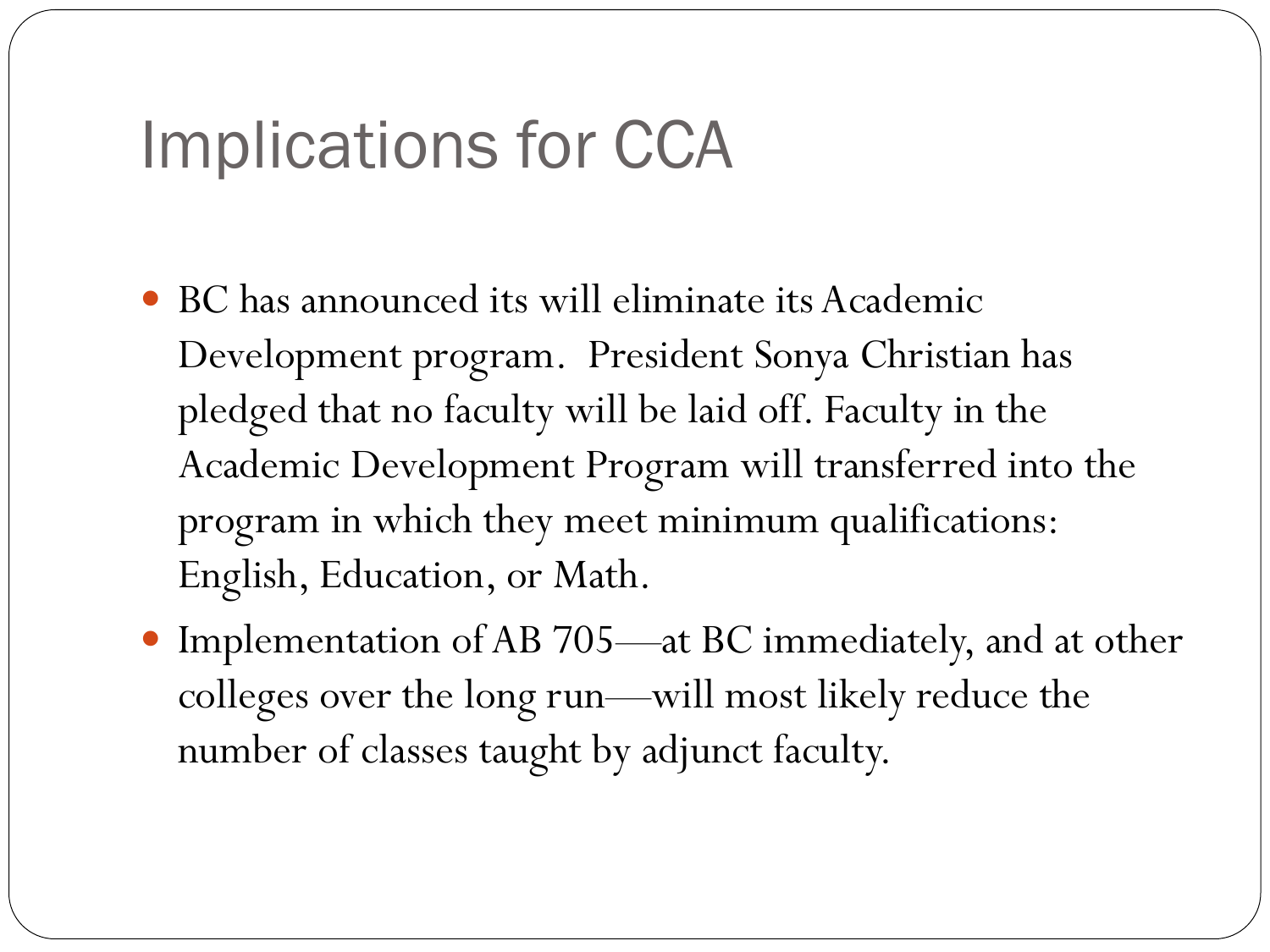# Implications for CCA

- BC has announced its will eliminate its Academic Development program. President Sonya Christian has pledged that no faculty will be laid off. Faculty in the Academic Development Program will transferred into the program in which they meet minimum qualifications: English, Education, or Math.
- Implementation of AB 705—at BC immediately, and at other colleges over the long run—will most likely reduce the number of classes taught by adjunct faculty.